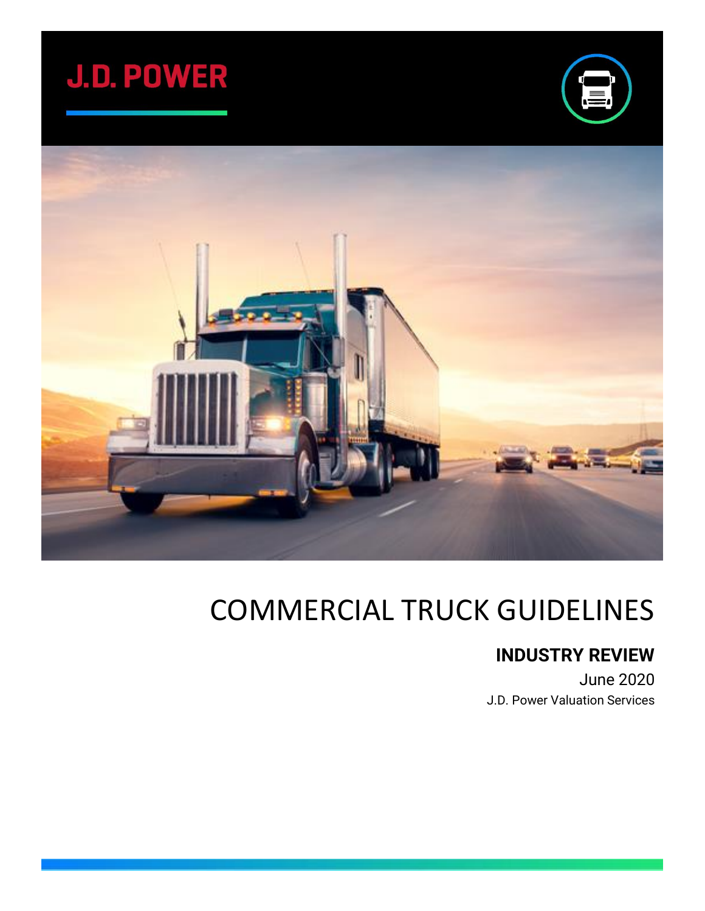J.D. POWER

# COMMERCIAL TRUCK GUIDELINES

## INDUSTRY REVIEW

June 2020

J.D. Power Valuation Services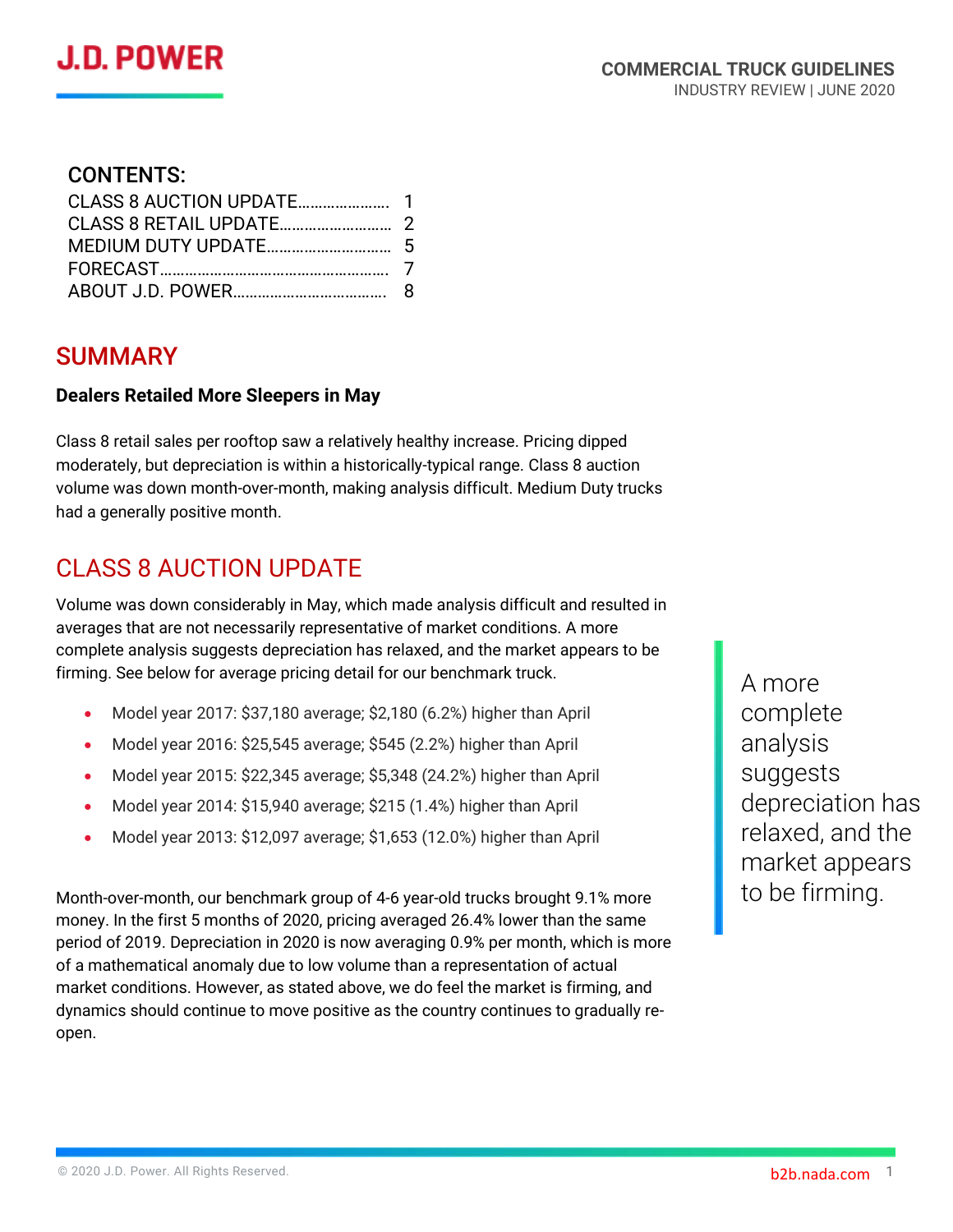# J.D. POWER

COMMERCIAL TRUCK GUIDELINES
INDUSTRY REVIEW | JUNE 2020

## CONTENTS:

| | |
|---|---|
| CLASS 8 AUCTION UPDATE | 1 |
| CLASS 8 RETAIL UPDATE | 2 |
| MEDIUM DUTY UPDATE | 5 |
| FORECAST | 7 |
| ABOUT J.D. POWER | 8 |

## SUMMARY

**Dealers Retailed More Sleepers in May**

Class 8 retail sales per rooftop saw a relatively healthy increase. Pricing dipped moderately, but depreciation is within a historically-typical range. Class 8 auction volume was down month-over-month, making analysis difficult. Medium Duty trucks had a generally positive month.

## CLASS 8 AUCTION UPDATE

Volume was down considerably in May, which made analysis difficult and resulted in averages that are not necessarily representative of market conditions. A more complete analysis suggests depreciation has relaxed, and the market appears to be firming. See below for average pricing detail for our benchmark truck.

- Model year 2017: $37,180 average; $2,180 (6.2%) higher than April
- Model year 2016: $25,545 average; $545 (2.2%) higher than April
- Model year 2015: $22,345 average; $5,348 (24.2%) higher than April
- Model year 2014: $15,940 average; $215 (1.4%) higher than April
- Model year 2013: $12,097 average; $1,653 (12.0%) higher than April

Month-over-month, our benchmark group of 4-6 year-old trucks brought 9.1% more money. In the first 5 months of 2020, pricing averaged 26.4% lower than the same period of 2019. Depreciation in 2020 is now averaging 0.9% per month, which is more of a mathematical anomaly due to low volume than a representation of actual market conditions. However, as stated above, we do feel the market is firming, and dynamics should continue to move positive as the country continues to gradually re-open.

A more complete analysis suggests depreciation has relaxed, and the market appears to be firming.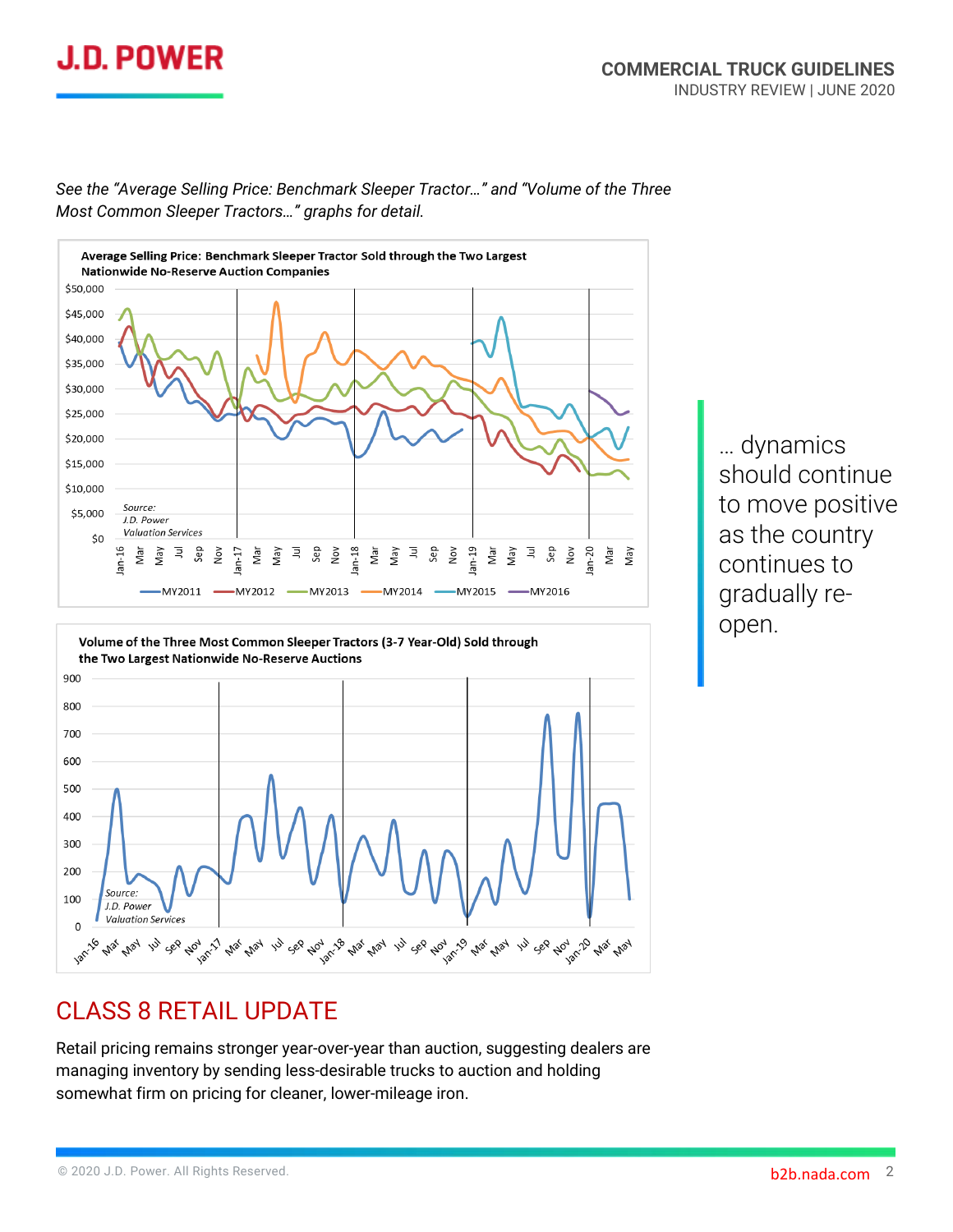*See the "Average Selling Price: Benchmark Sleeper Tractor…" and "Volume of the Three Most Common Sleeper Tractors…" graphs for detail.*

**Average Selling Price: Benchmark Sleeper Tractor Sold through the Two Largest Nationwide No-Reserve Auction Companies**

*Source: J.D. Power Valuation Services*

Legend: MY2011, MY2012, MY2013, MY2014, MY2015, MY2016

**Volume of the Three Most Common Sleeper Tractors (3-7 Year-Old) Sold through the Two Largest Nationwide No-Reserve Auctions**

*Source: J.D. Power Valuation Services*

… dynamics should continue to move positive as the country continues to gradually re-open.

## CLASS 8 RETAIL UPDATE

Retail pricing remains stronger year-over-year than auction, suggesting dealers are managing inventory by sending less-desirable trucks to auction and holding somewhat firm on pricing for cleaner, lower-mileage iron.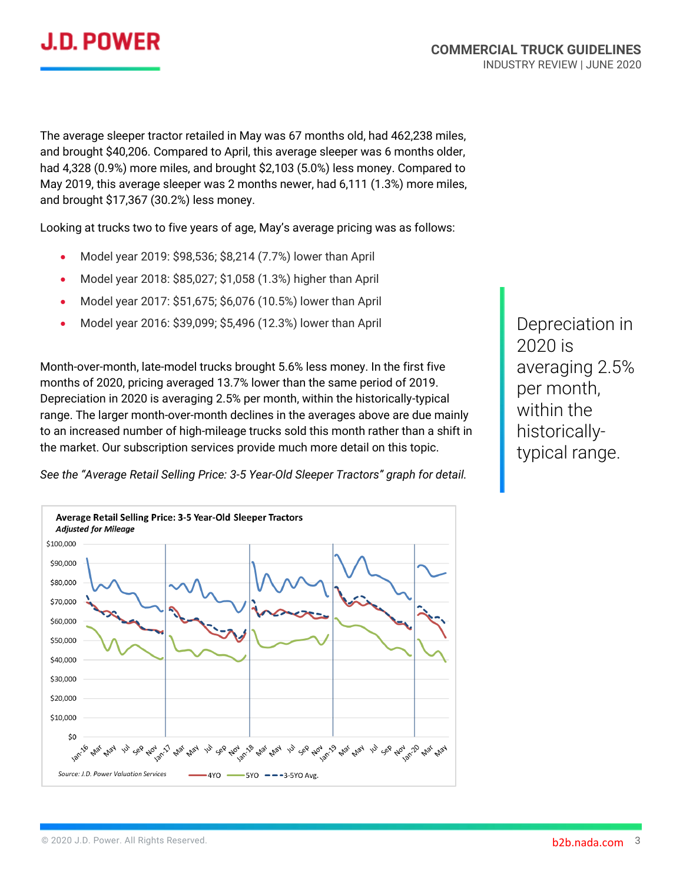The average sleeper tractor retailed in May was 67 months old, had 462,238 miles, and brought $40,206. Compared to April, this average sleeper was 6 months older, had 4,328 (0.9%) more miles, and brought $2,103 (5.0%) less money. Compared to May 2019, this average sleeper was 2 months newer, had 6,111 (1.3%) more miles, and brought $17,367 (30.2%) less money.

Looking at trucks two to five years of age, May's average pricing was as follows:

- Model year 2019: $98,536; $8,214 (7.7%) lower than April
- Model year 2018: $85,027; $1,058 (1.3%) higher than April
- Model year 2017: $51,675; $6,076 (10.5%) lower than April
- Model year 2016: $39,099; $5,496 (12.3%) lower than April

Month-over-month, late-model trucks brought 5.6% less money. In the first five months of 2020, pricing averaged 13.7% lower than the same period of 2019. Depreciation in 2020 is averaging 2.5% per month, within the historically-typical range. The larger month-over-month declines in the averages above are due mainly to an increased number of high-mileage trucks sold this month rather than a shift in the market. Our subscription services provide much more detail on this topic.

*See the "Average Retail Selling Price: 3-5 Year-Old Sleeper Tractors" graph for detail.*

> Depreciation in 2020 is averaging 2.5% per month, within the historically-typical range.

**Average Retail Selling Price: 3-5 Year-Old Sleeper Tractors**
***Adjusted for Mileage***

*Source: J.D. Power Valuation Services* — 4YO, 5YO, 3-5YO Avg.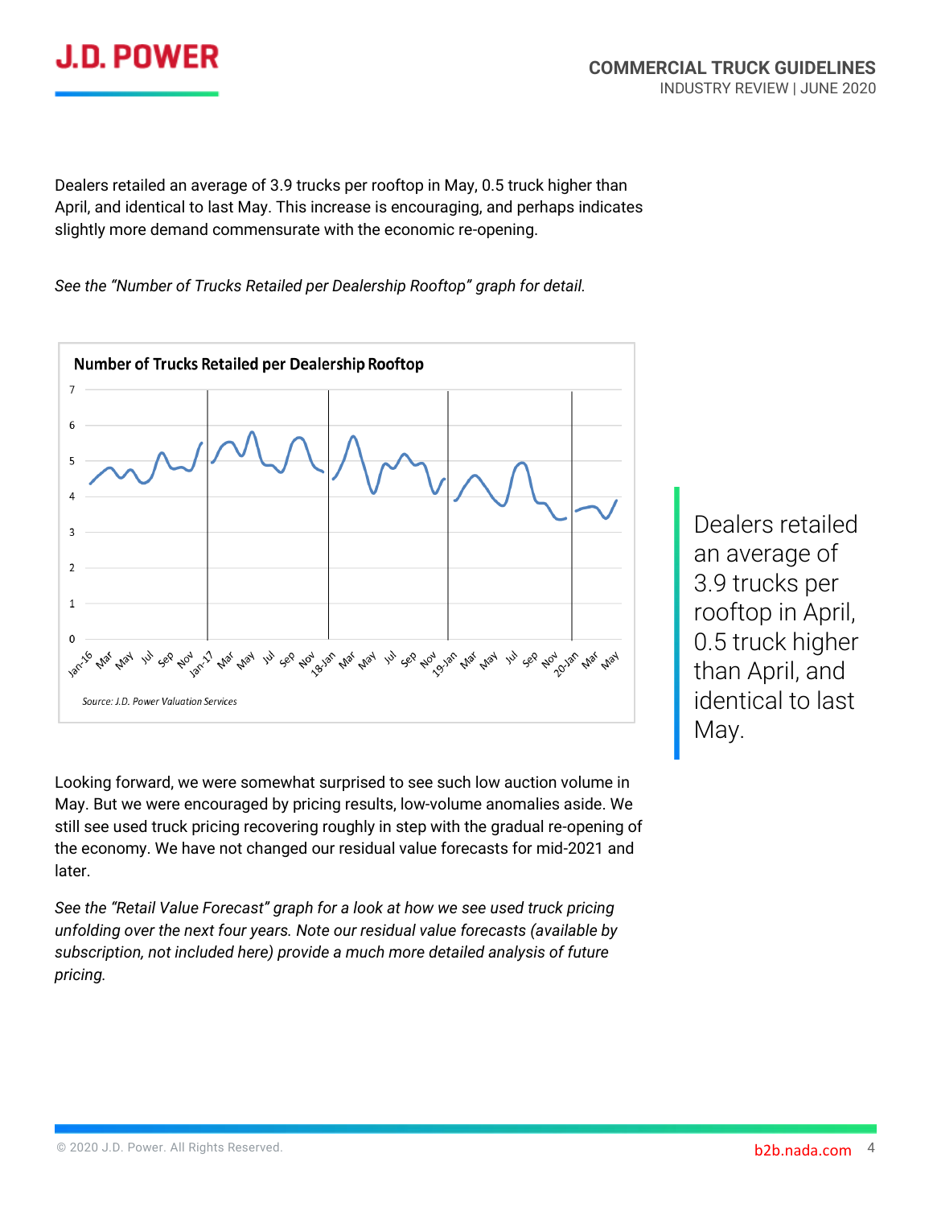Dealers retailed an average of 3.9 trucks per rooftop in May, 0.5 truck higher than April, and identical to last May. This increase is encouraging, and perhaps indicates slightly more demand commensurate with the economic re-opening.

*See the "Number of Trucks Retailed per Dealership Rooftop" graph for detail.*

**Number of Trucks Retailed per Dealership Rooftop**

Source: J.D. Power Valuation Services

> Dealers retailed an average of 3.9 trucks per rooftop in April, 0.5 truck higher than April, and identical to last May.

Looking forward, we were somewhat surprised to see such low auction volume in May. But we were encouraged by pricing results, low-volume anomalies aside. We still see used truck pricing recovering roughly in step with the gradual re-opening of the economy. We have not changed our residual value forecasts for mid-2021 and later.

*See the "Retail Value Forecast" graph for a look at how we see used truck pricing unfolding over the next four years. Note our residual value forecasts (available by subscription, not included here) provide a much more detailed analysis of future pricing.*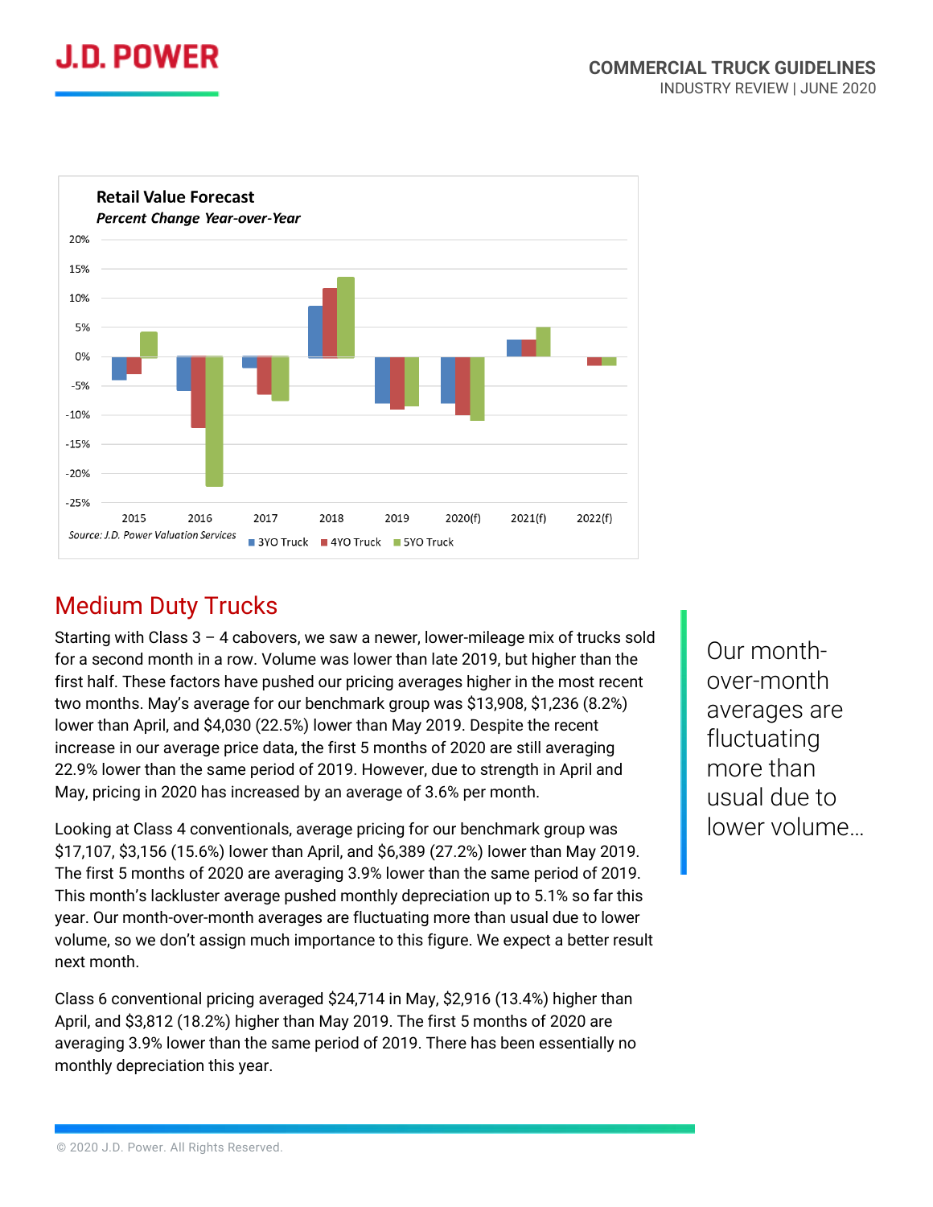**Retail Value Forecast**

*Percent Change Year-over-Year*

Source: J.D. Power Valuation Services

## Medium Duty Trucks

Starting with Class 3 – 4 cabovers, we saw a newer, lower-mileage mix of trucks sold for a second month in a row. Volume was lower than late 2019, but higher than the first half. These factors have pushed our pricing averages higher in the most recent two months. May's average for our benchmark group was $13,908, $1,236 (8.2%) lower than April, and $4,030 (22.5%) lower than May 2019. Despite the recent increase in our average price data, the first 5 months of 2020 are still averaging 22.9% lower than the same period of 2019. However, due to strength in April and May, pricing in 2020 has increased by an average of 3.6% per month.

Looking at Class 4 conventionals, average pricing for our benchmark group was $17,107, $3,156 (15.6%) lower than April, and $6,389 (27.2%) lower than May 2019. The first 5 months of 2020 are averaging 3.9% lower than the same period of 2019. This month's lackluster average pushed monthly depreciation up to 5.1% so far this year. Our month-over-month averages are fluctuating more than usual due to lower volume, so we don't assign much importance to this figure. We expect a better result next month.

> Our month-over-month averages are fluctuating more than usual due to lower volume…

Class 6 conventional pricing averaged $24,714 in May, $2,916 (13.4%) higher than April, and $3,812 (18.2%) higher than May 2019. The first 5 months of 2020 are averaging 3.9% lower than the same period of 2019. There has been essentially no monthly depreciation this year.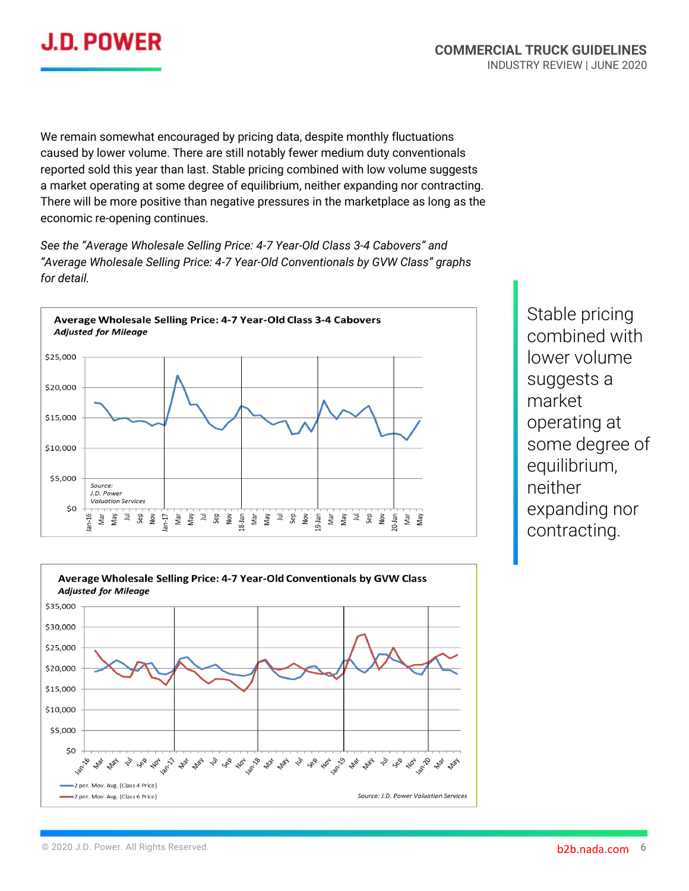We remain somewhat encouraged by pricing data, despite monthly fluctuations caused by lower volume. There are still notably fewer medium duty conventionals reported sold this year than last. Stable pricing combined with low volume suggests a market operating at some degree of equilibrium, neither expanding nor contracting. There will be more positive than negative pressures in the marketplace as long as the economic re-opening continues.

*See the "Average Wholesale Selling Price: 4-7 Year-Old Class 3-4 Cabovers" and "Average Wholesale Selling Price: 4-7 Year-Old Conventionals by GVW Class" graphs for detail.*

**Average Wholesale Selling Price: 4-7 Year-Old Class 3-4 Cabovers**
***Adjusted for Mileage***

Source: J.D. Power Valuation Services

**Average Wholesale Selling Price: 4-7 Year-Old Conventionals by GVW Class**
***Adjusted for Mileage***

2 per. Mov. Avg. (Class 4 Price)
2 per. Mov. Avg. (Class 6 Price)

*Source: J.D. Power Valuation Services*

> Stable pricing combined with lower volume suggests a market operating at some degree of equilibrium, neither expanding nor contracting.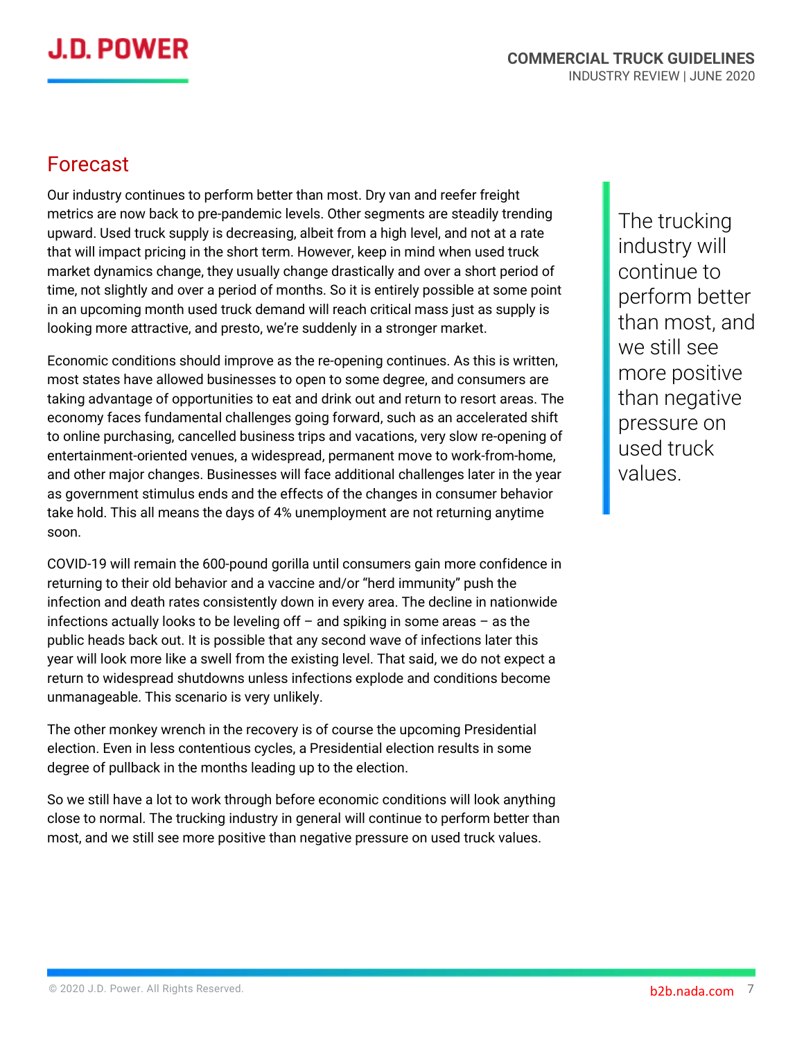## Forecast

Our industry continues to perform better than most. Dry van and reefer freight metrics are now back to pre-pandemic levels. Other segments are steadily trending upward. Used truck supply is decreasing, albeit from a high level, and not at a rate that will impact pricing in the short term. However, keep in mind when used truck market dynamics change, they usually change drastically and over a short period of time, not slightly and over a period of months. So it is entirely possible at some point in an upcoming month used truck demand will reach critical mass just as supply is looking more attractive, and presto, we're suddenly in a stronger market.

Economic conditions should improve as the re-opening continues. As this is written, most states have allowed businesses to open to some degree, and consumers are taking advantage of opportunities to eat and drink out and return to resort areas. The economy faces fundamental challenges going forward, such as an accelerated shift to online purchasing, cancelled business trips and vacations, very slow re-opening of entertainment-oriented venues, a widespread, permanent move to work-from-home, and other major changes. Businesses will face additional challenges later in the year as government stimulus ends and the effects of the changes in consumer behavior take hold. This all means the days of 4% unemployment are not returning anytime soon.

COVID-19 will remain the 600-pound gorilla until consumers gain more confidence in returning to their old behavior and a vaccine and/or "herd immunity" push the infection and death rates consistently down in every area. The decline in nationwide infections actually looks to be leveling off – and spiking in some areas – as the public heads back out. It is possible that any second wave of infections later this year will look more like a swell from the existing level. That said, we do not expect a return to widespread shutdowns unless infections explode and conditions become unmanageable. This scenario is very unlikely.

The other monkey wrench in the recovery is of course the upcoming Presidential election. Even in less contentious cycles, a Presidential election results in some degree of pullback in the months leading up to the election.

So we still have a lot to work through before economic conditions will look anything close to normal. The trucking industry in general will continue to perform better than most, and we still see more positive than negative pressure on used truck values.

> The trucking industry will continue to perform better than most, and we still see more positive than negative pressure on used truck values.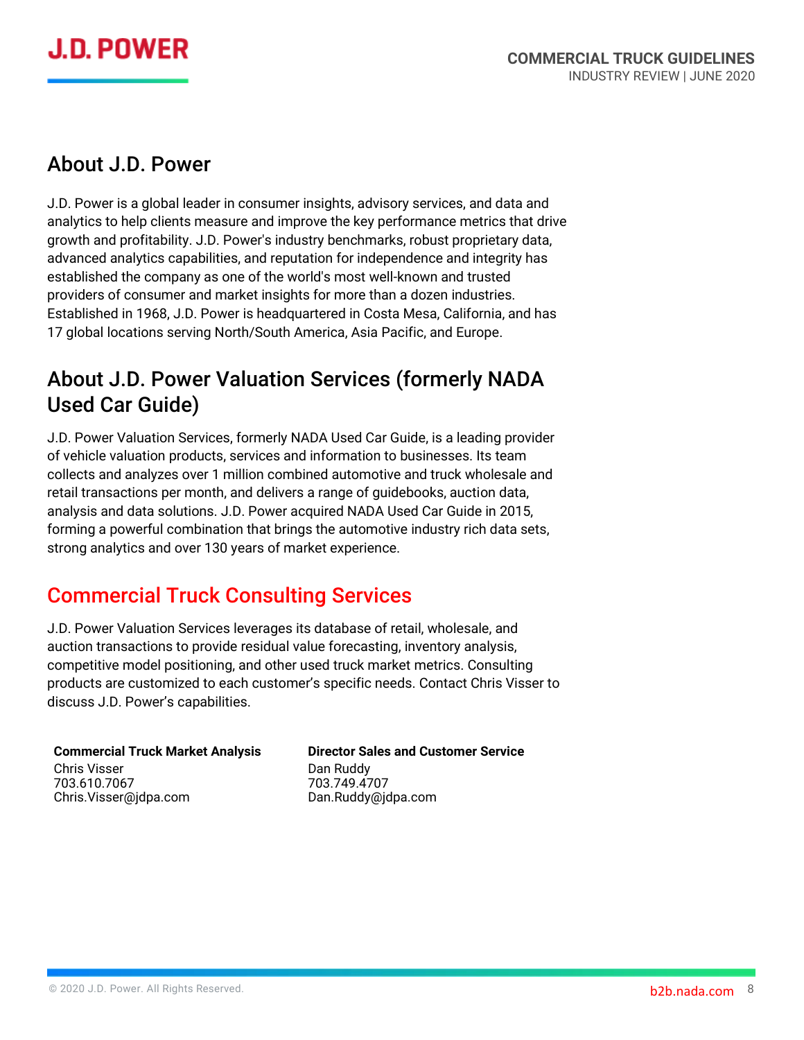## About J.D. Power

J.D. Power is a global leader in consumer insights, advisory services, and data and analytics to help clients measure and improve the key performance metrics that drive growth and profitability. J.D. Power's industry benchmarks, robust proprietary data, advanced analytics capabilities, and reputation for independence and integrity has established the company as one of the world's most well-known and trusted providers of consumer and market insights for more than a dozen industries. Established in 1968, J.D. Power is headquartered in Costa Mesa, California, and has 17 global locations serving North/South America, Asia Pacific, and Europe.

## About J.D. Power Valuation Services (formerly NADA Used Car Guide)

J.D. Power Valuation Services, formerly NADA Used Car Guide, is a leading provider of vehicle valuation products, services and information to businesses. Its team collects and analyzes over 1 million combined automotive and truck wholesale and retail transactions per month, and delivers a range of guidebooks, auction data, analysis and data solutions. J.D. Power acquired NADA Used Car Guide in 2015, forming a powerful combination that brings the automotive industry rich data sets, strong analytics and over 130 years of market experience.

## Commercial Truck Consulting Services

J.D. Power Valuation Services leverages its database of retail, wholesale, and auction transactions to provide residual value forecasting, inventory analysis, competitive model positioning, and other used truck market metrics. Consulting products are customized to each customer's specific needs. Contact Chris Visser to discuss J.D. Power's capabilities.

**Commercial Truck Market Analysis**
Chris Visser
703.610.7067
Chris.Visser@jdpa.com

**Director Sales and Customer Service**
Dan Ruddy
703.749.4707
Dan.Ruddy@jdpa.com